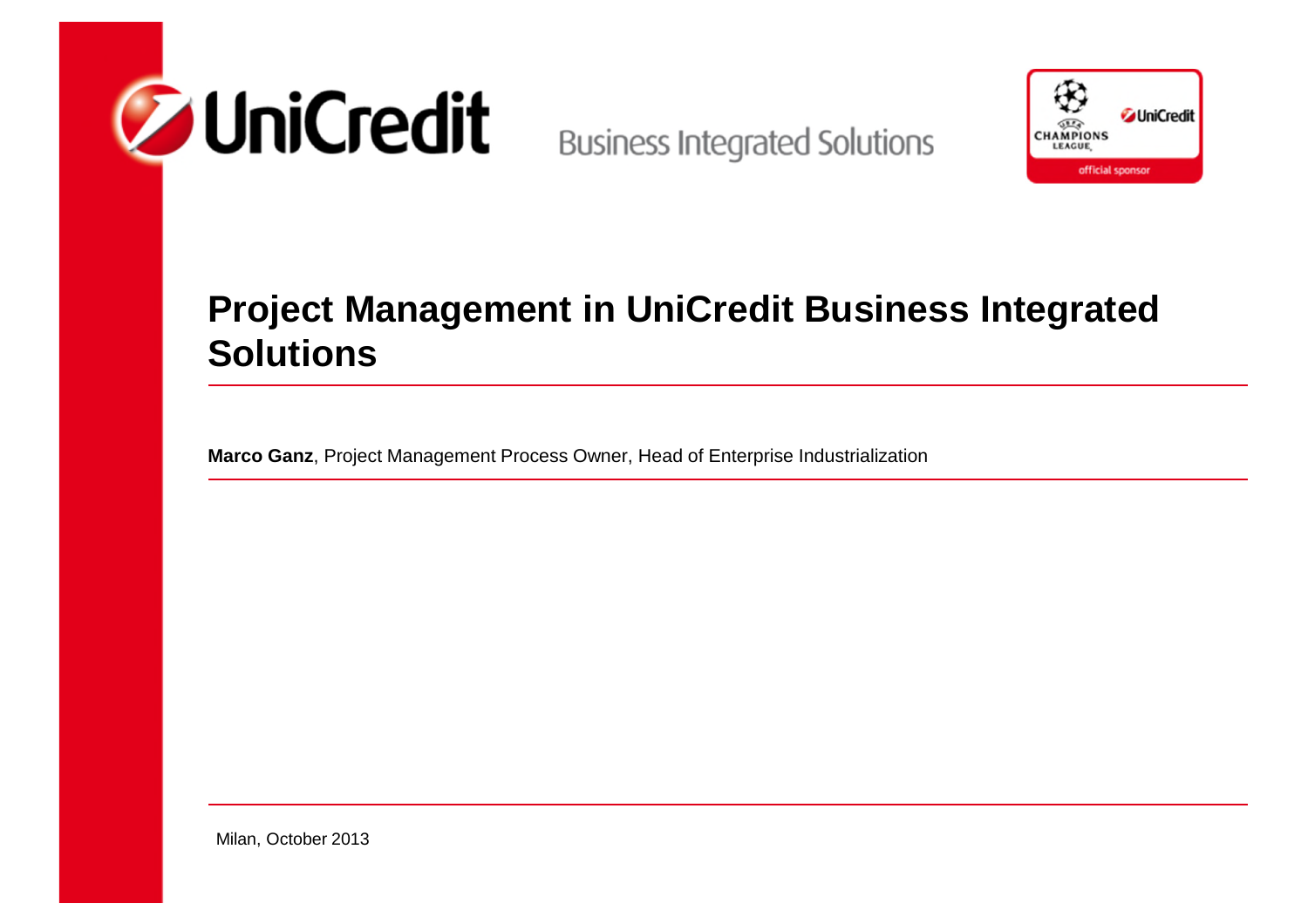UniCredit Business Integrated Solutions

# Project Management in UniCredit Business Integrated Solutions

**Marco Ganz**, Project Management Process Owner, Head of Enterprise Industrialization

Milan, October 2013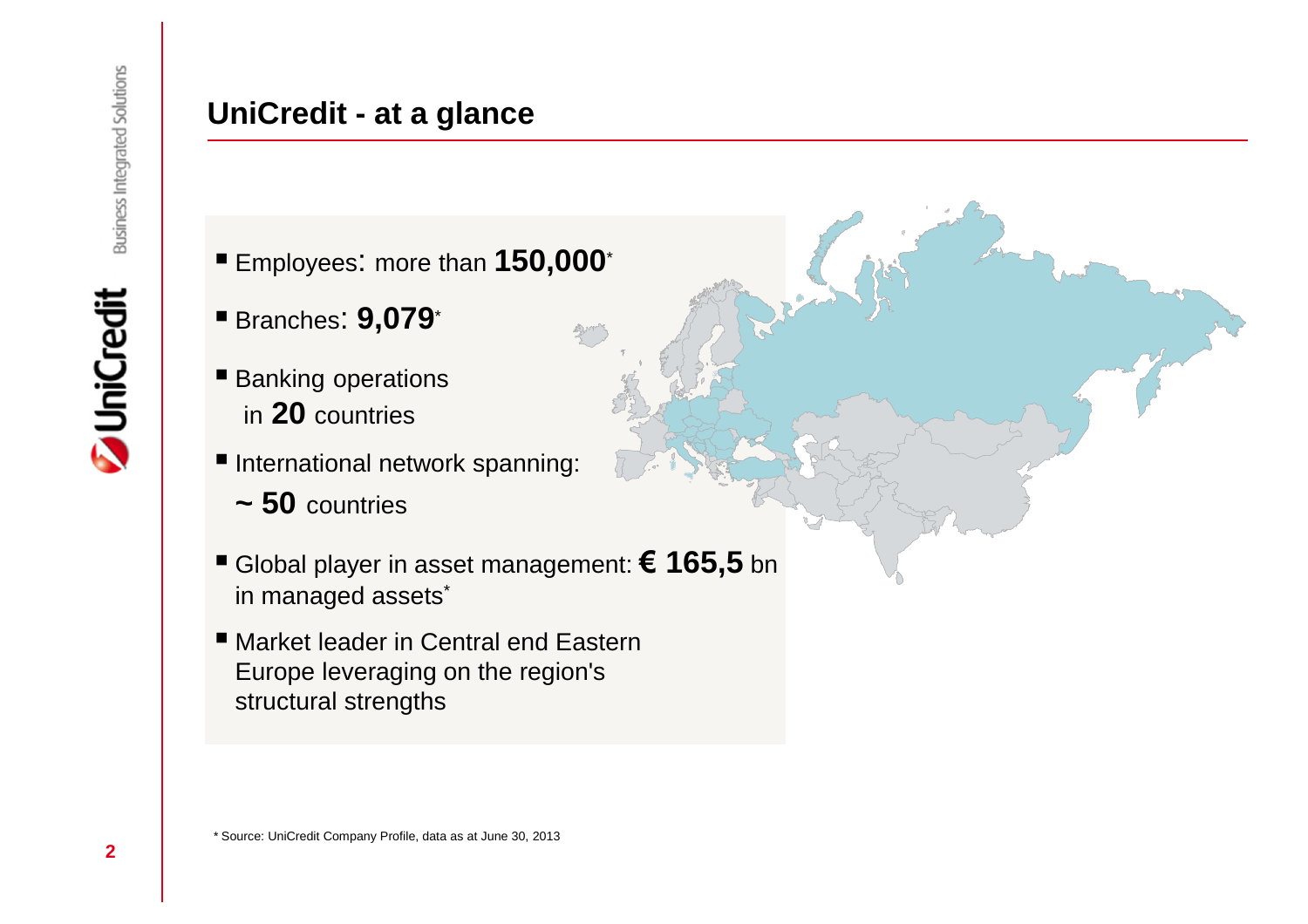# UniCredit - at a glance

- Employees: more than **150,000***
- Branches: **9,079***
- Banking operations in **20** countries
- International network spanning: **~ 50** countries
- Global player in asset management: **€ 165,5** bn in managed assets*
- Market leader in Central end Eastern Europe leveraging on the region's structural strengths

\* Source: UniCredit Company Profile, data as at June 30, 2013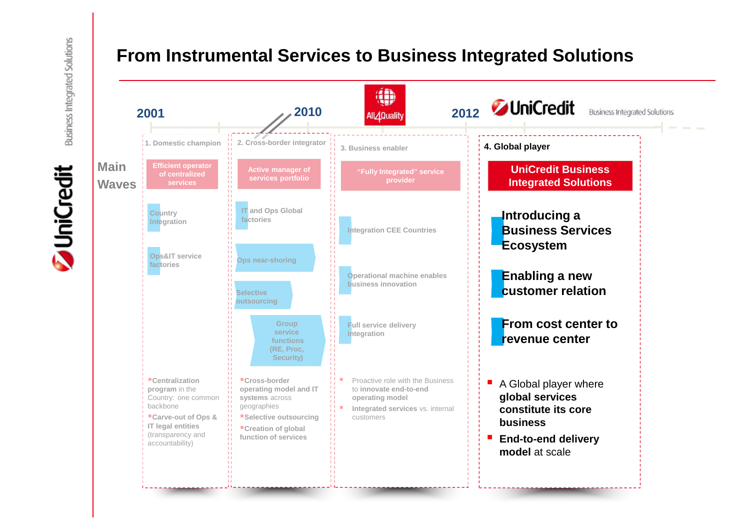# From Instrumental Services to Business Integrated Solutions

2001 — 2010 — All4Quality — 2012 — UniCredit Business Integrated Solutions

**Main Waves**

## 1. Domestic champion

**Efficient operator of centralized services**

- Country Integration
- Ops&IT service factories

- **Centralization program** in the Country: one common backbone
- **Carve-out of Ops & IT legal entities** (transparency and accountability)

## 2. Cross-border integrator

**Active manager of services portfolio**

- IT and Ops Global factories
- Ops near-shoring
- Selective outsourcing
- Group service functions (RE, Proc, Security)

- **Cross-border operating model and IT systems** across geographies
- **Selective outsourcing**
- **Creation of global function of services**

## 3. Business enabler

**"Fully Integrated" service provider**

- Integration CEE Countries
- Operational machine enables business innovation
- Full service delivery integration

- Proactive role with the Business to **innovate end-to-end operating model**
- **Integrated services** vs. internal customers

## 4. Global player

**UniCredit Business Integrated Solutions**

- **Introducing a Business Services Ecosystem**
- **Enabling a new customer relation**
- **From cost center to revenue center**

- A Global player where **global services constitute its core business**
- **End-to-end delivery model** at scale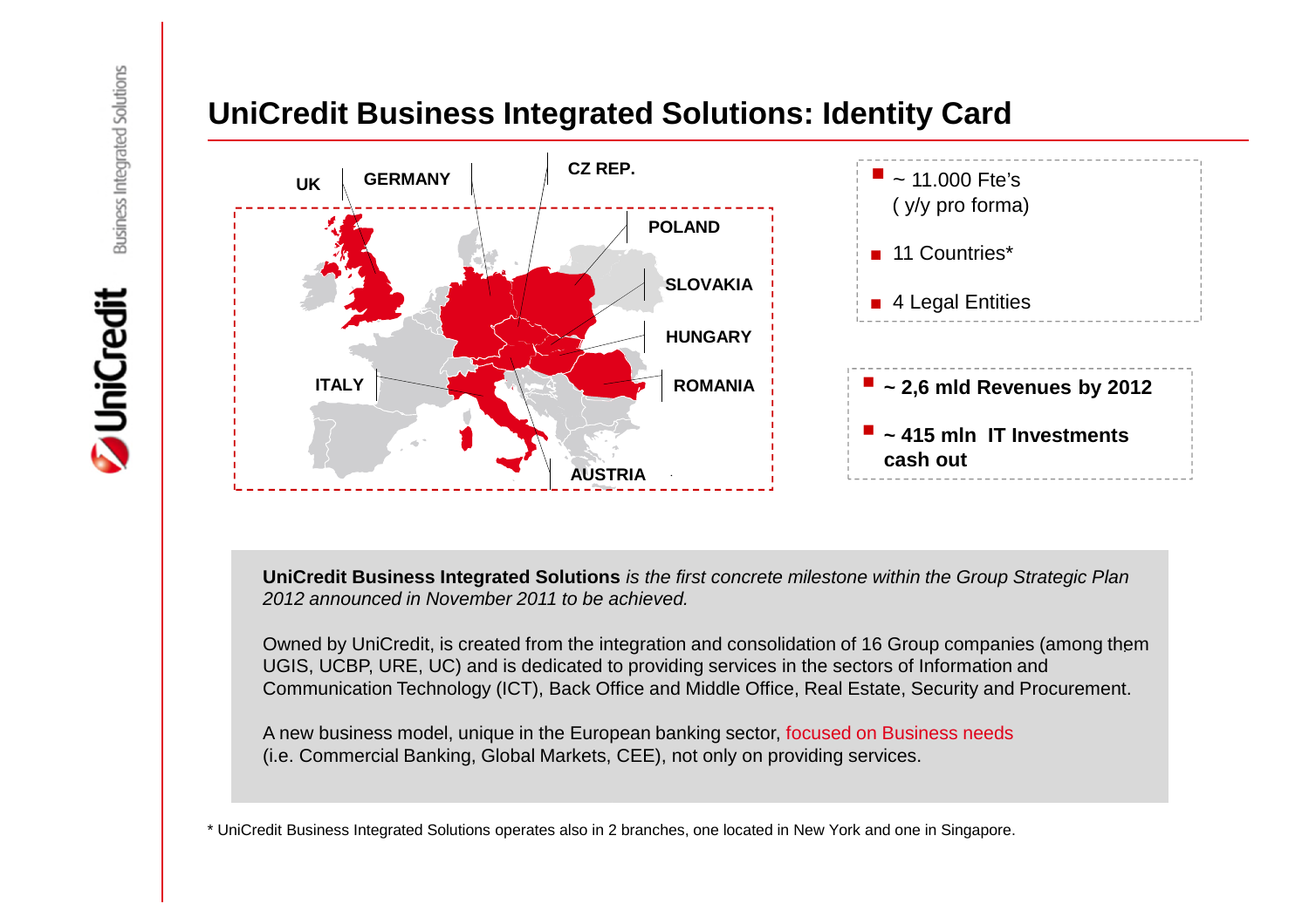# UniCredit Business Integrated Solutions: Identity Card

UK | GERMANY | CZ REP. | POLAND | SLOVAKIA | HUNGARY | ROMANIA | ITALY | AUSTRIA

- ~ 11.000 Fte's ( y/y pro forma)
- 11 Countries*
- 4 Legal Entities

- **~ 2,6 mld Revenues by 2012**
- **~ 415 mln IT Investments cash out**

**UniCredit Business Integrated Solutions** *is the first concrete milestone within the Group Strategic Plan 2012 announced in November 2011 to be achieved.*

Owned by UniCredit, is created from the integration and consolidation of 16 Group companies (among them UGIS, UCBP, URE, UC) and is dedicated to providing services in the sectors of Information and Communication Technology (ICT), Back Office and Middle Office, Real Estate, Security and Procurement.

A new business model, unique in the European banking sector, focused on Business needs (i.e. Commercial Banking, Global Markets, CEE), not only on providing services.

\* UniCredit Business Integrated Solutions operates also in 2 branches, one located in New York and one in Singapore.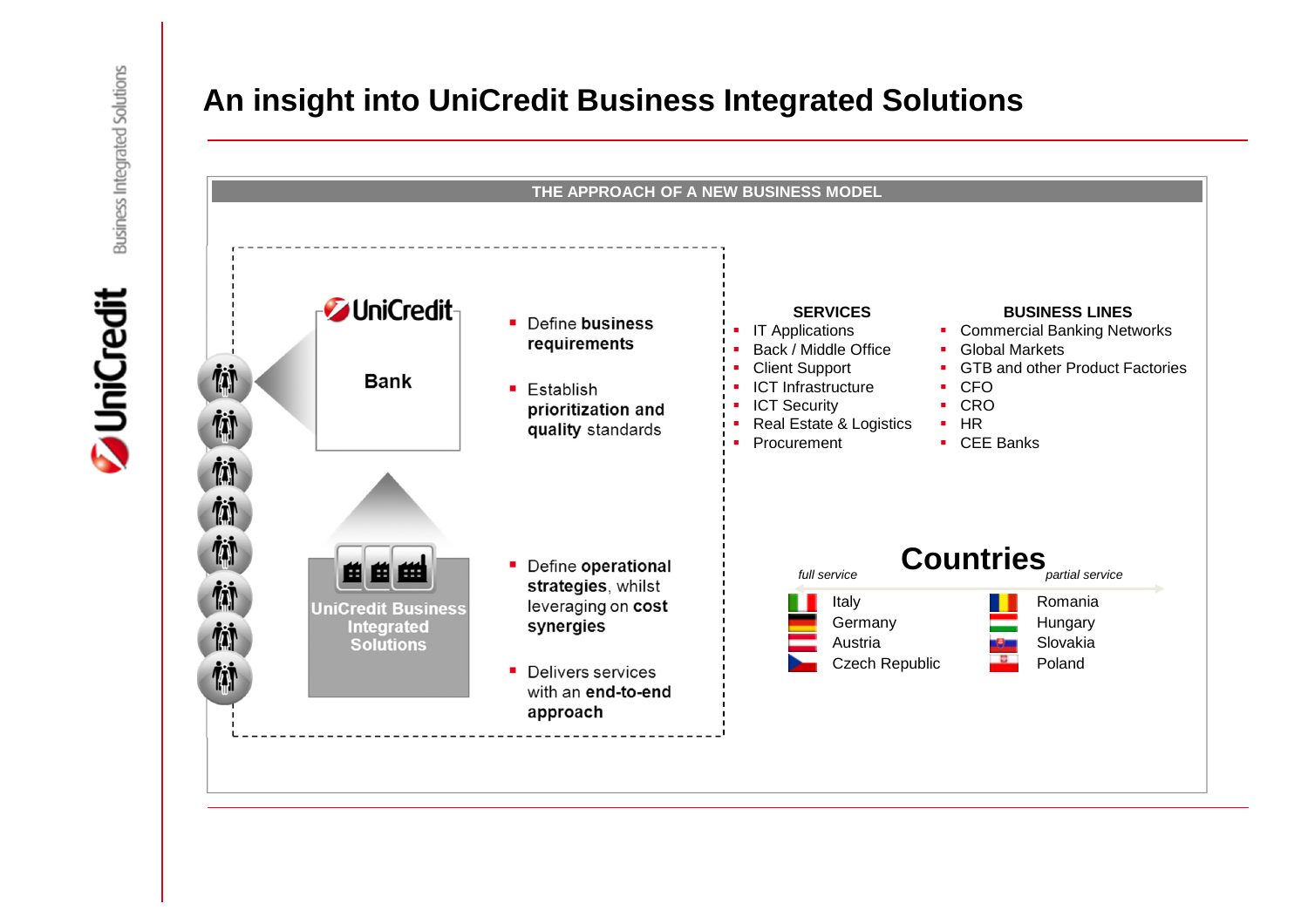# An insight into UniCredit Business Integrated Solutions

**THE APPROACH OF A NEW BUSINESS MODEL**

**UniCredit Bank**

- Define **business requirements**
- Establish **prioritization and quality** standards

**UniCredit Business Integrated Solutions**

- Define **operational strategies**, whilst leveraging on **cost synergies**
- Delivers services with an **end-to-end approach**

**SERVICES**

- IT Applications
- Back / Middle Office
- Client Support
- ICT Infrastructure
- ICT Security
- Real Estate & Logistics
- Procurement

**BUSINESS LINES**

- Commercial Banking Networks
- Global Markets
- GTB and other Product Factories
- CFO
- CRO
- HR
- CEE Banks

## Countries

*full service* → *partial service*

| Full service | Partial service |
|---|---|
| Italy | Romania |
| Germany | Hungary |
| Austria | Slovakia |
| Czech Republic | Poland |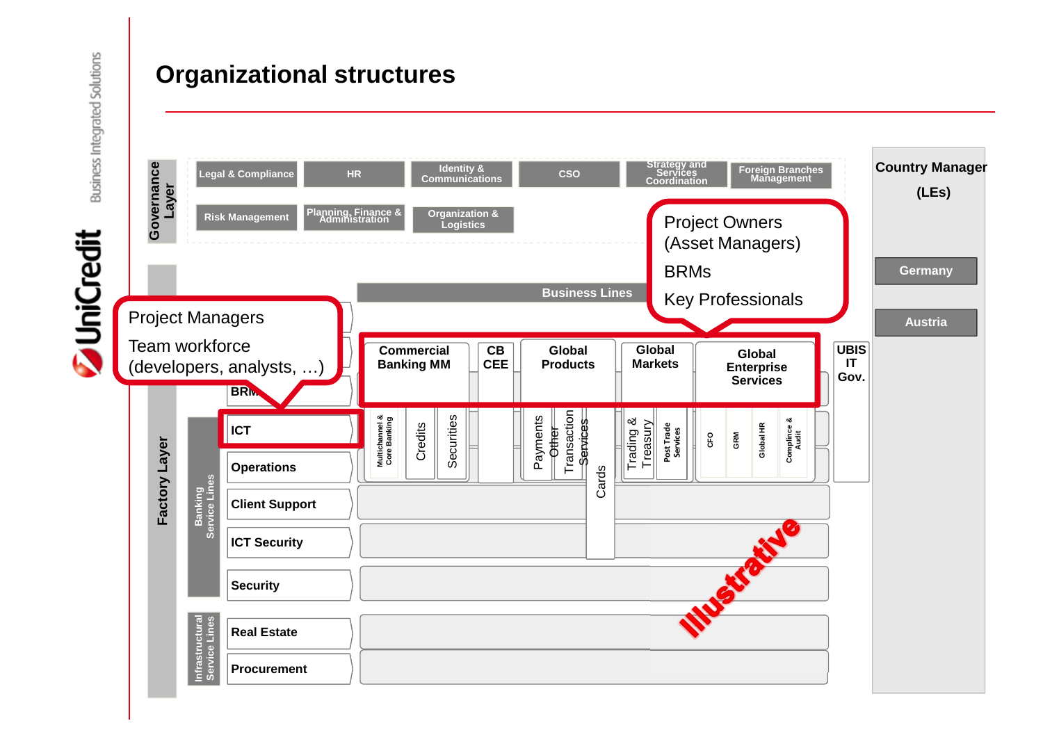# Organizational structures

**Governance Layer**

- Legal & Compliance
- HR
- Identity & Communications
- CSO
- Strategy and Services Coordination
- Foreign Branches Management
- Risk Management
- Planning, Finance & Administration
- Organization & Logistics

Project Owners (Asset Managers)

BRMs

Key Professionals

**Business Lines**

- Commercial Banking MM
  - Multichannel & Core Banking
  - Credits
  - Securities
- CB CEE
- Global Products
  - Payments
  - Other Transaction Services
  - Cards
- Global Markets
  - Trading & Treasury
  - Post Trade Services
- Global Enterprise Services
  - CFO
  - GRM
  - Global HR
  - Compliance & Audit
- UBIS IT Gov.

Project Managers

Team workforce (developers, analysts, …)

**Factory Layer**

BRM

Banking Service Lines:

- ICT
- Operations
- Client Support
- ICT Security
- Security

Infrastructural Service Lines:

- Real Estate
- Procurement

**Country Manager (LEs)**

- Germany
- Austria

Illustrative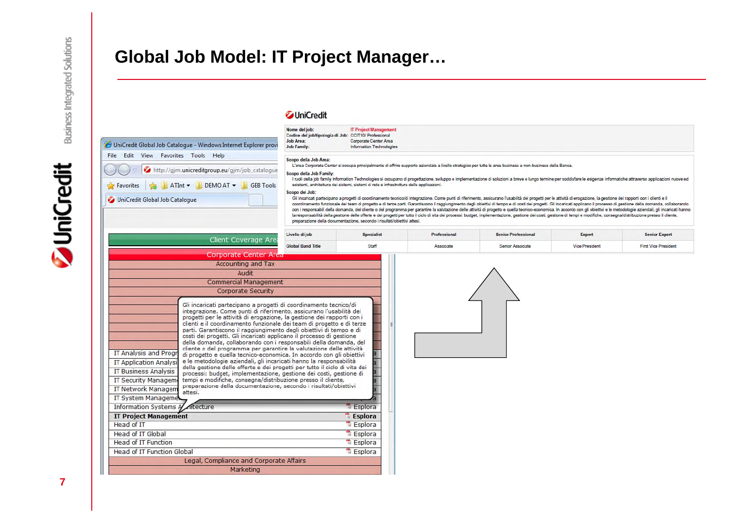# Global Job Model: IT Project Manager…

UniCredit

| | |
|---|---|
| Nome del job: | IT Project Management |
| Codice del job/tipologia di Job: | CCIT10/ Professional |
| Job Area: | Corporate Center Area |
| Job Family: | Information Technologies |

Scopo della Job Area:
L'area Corporate Center si occupa principalmente di offrire supporto aziendale a livello strategico per tutte le aree business e non-business della Banca.

Scopo della Job Family:
I ruoli della job family Information Technologies si occupano di progettazione, sviluppo e implementazione di soluzioni a breve e lungo termine per soddisfare le esigenze informatiche attraverso applicazioni nuove ed esistenti, architettura dei sistemi, sistemi di rete e infrastruttura delle applicazioni.

Scopo del Job:
Gli incaricati partecipano a progetti di coordinamento tecnico/di integrazione. Come punti di riferimento, assicurano l'usabilità dei progetti per le attività di erogazione, la gestione dei rapporti con i clienti e il coordinamento funzionale dei team di progetto e di terze parti. Garantiscono il raggiungimento degli obiettivi di tempo e di costi dei progetti. Gli incaricati applicano il processo di gestione della domanda, collaborando con i responsabili della domanda, del cliente o del programma per garantire la valutazione delle attività di progetto e quella tecnico-economica. In accordo con gli obiettivi e le metodologie aziendali, gli incaricati hanno la responsabilità della gestione delle offerte e dei progetti per tutto il ciclo di vita dei processi: budget, implementazione, gestione dei costi, gestione di tempi e modifiche, consegna/distribuzione presso il cliente, preparazione della documentazione, secondo i risultati/obiettivi attesi.

| Livello di job | Specialist | Professional | Senior Professional | Expert | Senior Expert |
|---|---|---|---|---|---|
| Global Band Title | Staff | Associate | Senior Associate | Vice President | First Vice President |

UniCredit Global Job Catalogue - Windows Internet Explorer

File Edit View Favorites Tools Help

http://gjm.unicreditgroup.eu/gjm/job_catalogue

UniCredit Global Job Catalogue

Client Coverage Area

Corporate Center Area

- Accounting and Tax
- Audit
- Commercial Management
- Corporate Security
- IT Analysis and Progr…
- IT Application Analysi…
- IT Business Analysis
- IT Security Managem…
- IT Network Managem…
- IT System Manageme…
- Information Systems Architecture — Esplora
- **IT Project Management — Esplora**
- Head of IT — Esplora
- Head of IT Global — Esplora
- Head of IT Function — Esplora
- Head of IT Function Global — Esplora
- Legal, Compliance and Corporate Affairs
- Marketing

Gli incaricati partecipano a progetti di coordinamento tecnico/di integrazione. Come punti di riferimento, assicurano l'usabilità dei progetti per le attività di erogazione, la gestione dei rapporti con i clienti e il coordinamento funzionale dei team di progetto e di terze parti. Garantiscono il raggiungimento degli obiettivi di tempo e di costi dei progetti. Gli incaricati applicano il processo di gestione della domanda, collaborando con i responsabili della domanda, del cliente o del programma per garantire la valutazione delle attività di progetto e quella tecnico-economica. In accordo con gli obiettivi e le metodologie aziendali, gli incaricati hanno la responsabilità della gestione delle offerte e dei progetti per tutto il ciclo di vita dei processi: budget, implementazione, gestione dei costi, gestione di tempi e modifiche, consegna/distribuzione presso il cliente, preparazione della documentazione, secondo i risultati/obiettivi attesi.